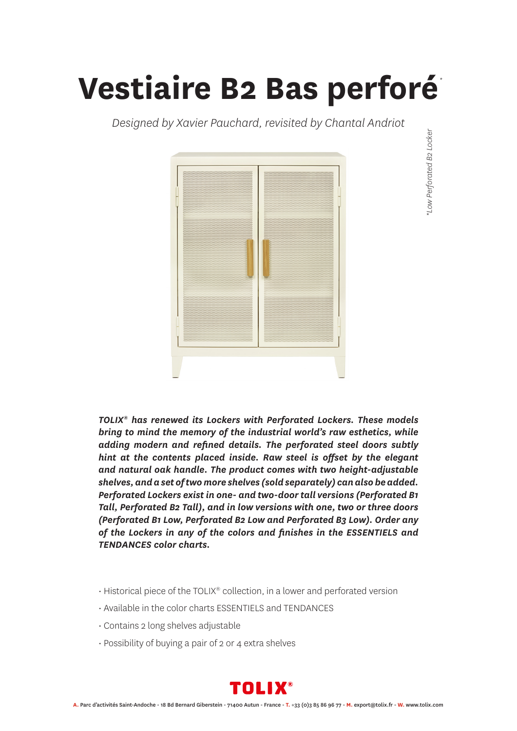# Vestiaire B2 Bas perforé*

*Designed by Xavier Pauchard, revisited by Chantal Andriot*

*Low Perforated B2 Locker

***TOLIX® has renewed its Lockers with Perforated Lockers. These models bring to mind the memory of the industrial world's raw esthetics, while adding modern and refined details. The perforated steel doors subtly hint at the contents placed inside. Raw steel is offset by the elegant and natural oak handle. The product comes with two height-adjustable shelves, and a set of two more shelves (sold separately) can also be added. Perforated Lockers exist in one- and two-door tall versions (Perforated B1 Tall, Perforated B2 Tall), and in low versions with one, two or three doors (Perforated B1 Low, Perforated B2 Low and Perforated B3 Low). Order any of the Lockers in any of the colors and finishes in the ESSENTIELS and TENDANCES color charts.***

- Historical piece of the TOLIX® collection, in a lower and perforated version
- Available in the color charts ESSENTIELS and TENDANCES
- Contains 2 long shelves adjustable
- Possibility of buying a pair of 2 or 4 extra shelves

**TOLIX®**

**A.** Parc d'activités Saint-Andoche - 18 Bd Bernard Giberstein - 71400 Autun - France - **T.** +33 (0)3 85 86 96 77 - **M.** export@tolix.fr - **W.** www.tolix.com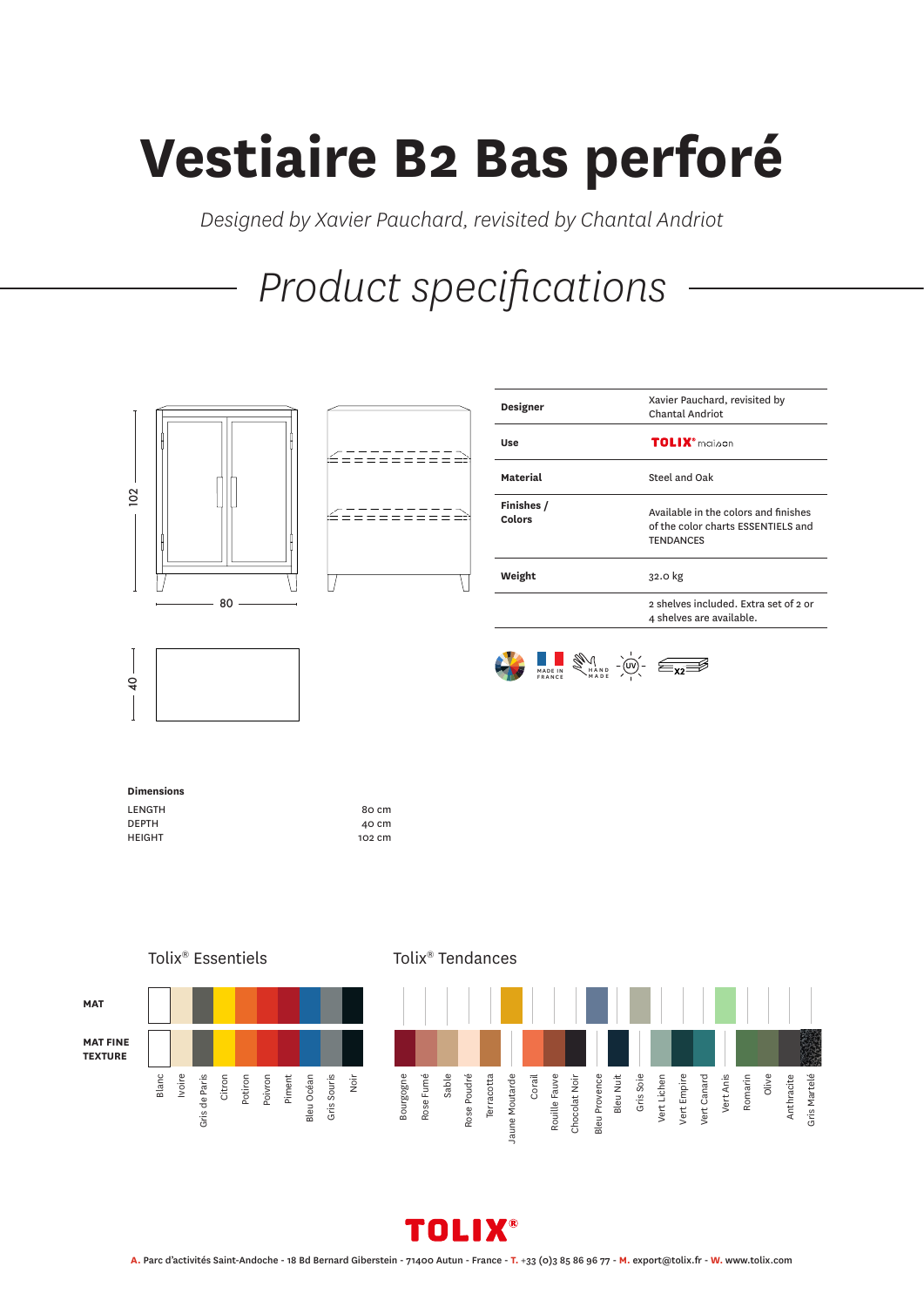# Vestiaire B2 Bas perforé

*Designed by Xavier Pauchard, revisited by Chantal Andriot*

## *Product specifications*

102

80

40

| | |
|---|---|
| **Designer** | Xavier Pauchard, revisited by Chantal Andriot |
| **Use** | TOLIX® maison |
| **Material** | Steel and Oak |
| **Finishes / Colors** | Available in the colors and finishes of the color charts ESSENTIELS and TENDANCES |
| **Weight** | 32.0 kg |
| | 2 shelves included. Extra set of 2 or 4 shelves are available. |

MADE IN FRANCE

HAND MADE

UV

X2

**Dimensions**

| | |
|---|---|
| LENGTH | 80 cm |
| DEPTH | 40 cm |
| HEIGHT | 102 cm |

Tolix® Essentiels

Tolix® Tendances

MAT

MAT FINE TEXTURE

Blanc, Ivoire, Gris de Paris, Citron, Potiron, Poivron, Piment, Bleu Océan, Gris Souris, Noir

Bourgogne, Rose Fumé, Sable, Rose Poudré, Terracotta, Jaune Moutarde, Corail, Rouille Fauve, Chocolat Noir, Bleu Provence, Bleu Nuit, Gris Soie, Vert Lichen, Vert Empire, Vert Canard, Vert Anis, Romarin, Olive, Anthracite, Gris Martelé

TOLIX®

**A.** Parc d'activités Saint-Andoche - 18 Bd Bernard Giberstein - 71400 Autun - France - **T.** +33 (0)3 85 86 96 77 - **M.** export@tolix.fr - **W.** www.tolix.com